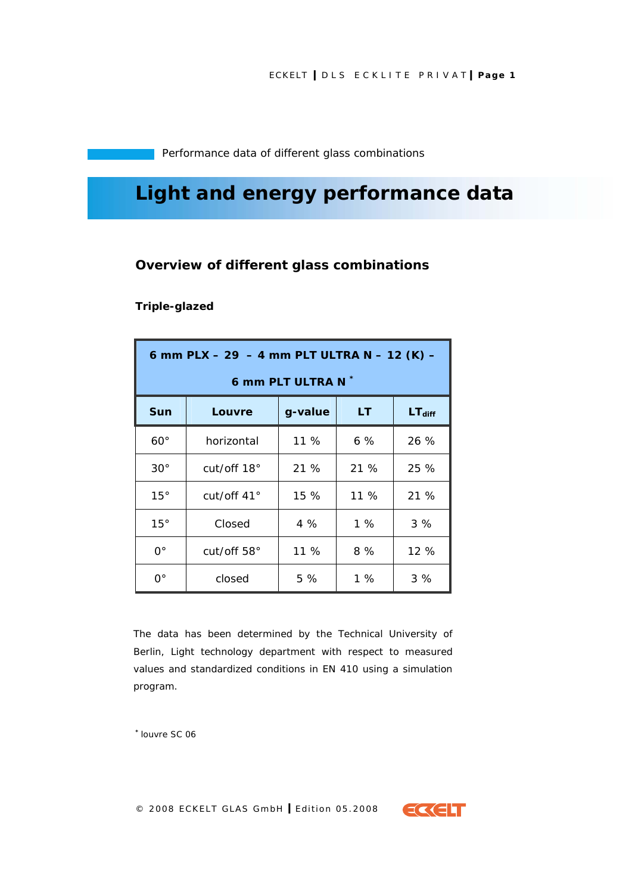Performance data of different glass combinations

# Light and energy performance data

## Overview of different glass combinations

### Triple-glazed

| 6 mm PLX – 29 – 4 mm PLT ULTRA N – 12 (K) – 6 mm PLT ULTRA N * | | | | |
|---|---|---|---|---|
| **Sun** | **Louvre** | **g-value** | **LT** | **$LT_{diff}$** |
| 60° | horizontal | 11 % | 6 % | 26 % |
| 30° | cut/off 18° | 21 % | 21 % | 25 % |
| 15° | cut/off 41° | 15 % | 11 % | 21 % |
| 15° | Closed | 4 % | 1 % | 3 % |
| 0° | cut/off 58° | 11 % | 8 % | 12 % |
| 0° | closed | 5 % | 1 % | 3 % |

The data has been determined by the Technical University of Berlin, Light technology department with respect to measured values and standardized conditions in EN 410 using a simulation program.

* louvre SC 06

© 2008 ECKELT GLAS GmbH | Edition 05.2008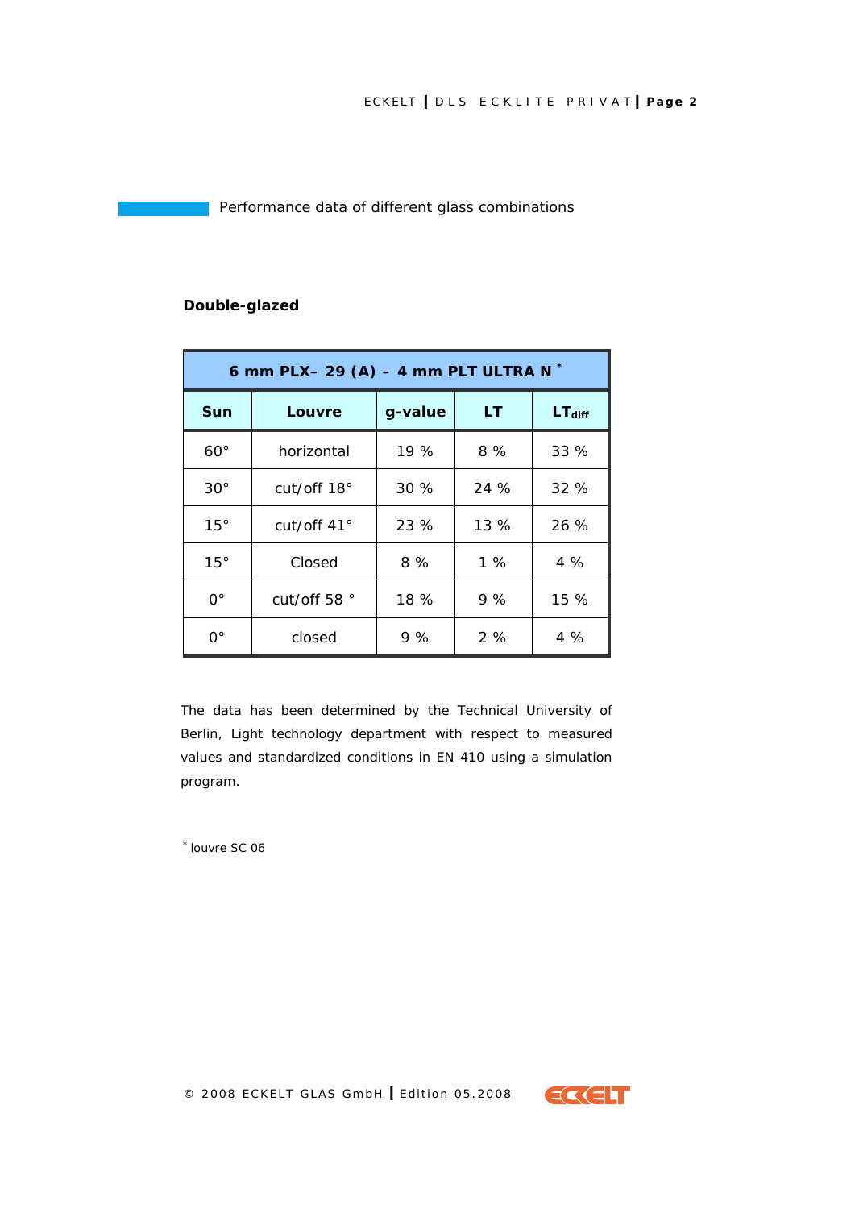## Performance data of different glass combinations

**Double-glazed**

| 6 mm PLX– 29 (A) – 4 mm PLT ULTRA N * | | | | |
|---|---|---|---|---|
| **Sun** | **Louvre** | **g-value** | **LT** | **$LT_{diff}$** |
| 60° | horizontal | 19 % | 8 % | 33 % |
| 30° | cut/off 18° | 30 % | 24 % | 32 % |
| 15° | cut/off 41° | 23 % | 13 % | 26 % |
| 15° | Closed | 8 % | 1 % | 4 % |
| 0° | cut/off 58 ° | 18 % | 9 % | 15 % |
| 0° | closed | 9 % | 2 % | 4 % |

The data has been determined by the Technical University of Berlin, Light technology department with respect to measured values and standardized conditions in EN 410 using a simulation program.

* louvre SC 06

© 2008 ECKELT GLAS GmbH | Edition 05.2008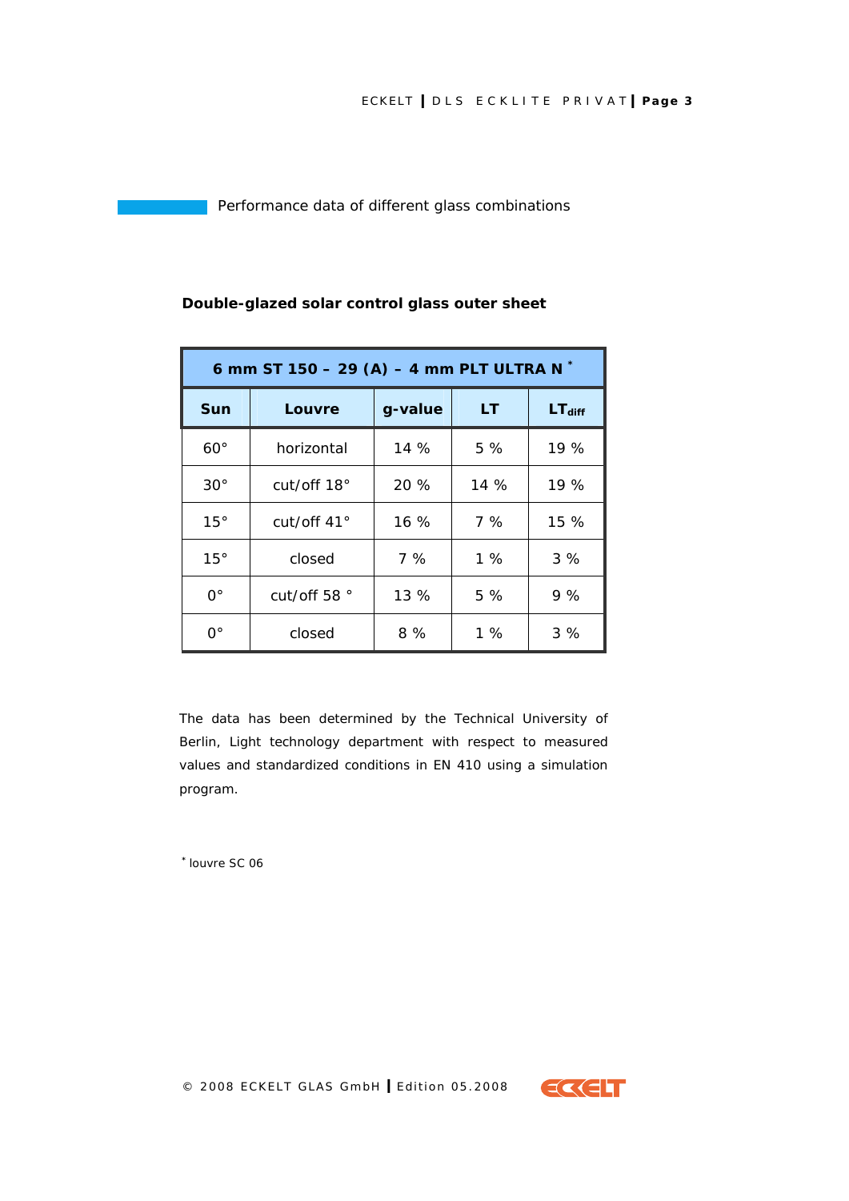## Performance data of different glass combinations

**Double-glazed solar control glass outer sheet**

| 6 mm ST 150 – 29 (A) – 4 mm PLT ULTRA N * | | | | |
|---|---|---|---|---|
| **Sun** | **Louvre** | **g-value** | **LT** | **$LT_{diff}$** |
| 60° | horizontal | 14 % | 5 % | 19 % |
| 30° | cut/off 18° | 20 % | 14 % | 19 % |
| 15° | cut/off 41° | 16 % | 7 % | 15 % |
| 15° | closed | 7 % | 1 % | 3 % |
| 0° | cut/off 58 ° | 13 % | 5 % | 9 % |
| 0° | closed | 8 % | 1 % | 3 % |

The data has been determined by the Technical University of Berlin, Light technology department with respect to measured values and standardized conditions in EN 410 using a simulation program.

* louvre SC 06

© 2008 ECKELT GLAS GmbH | Edition 05.2008